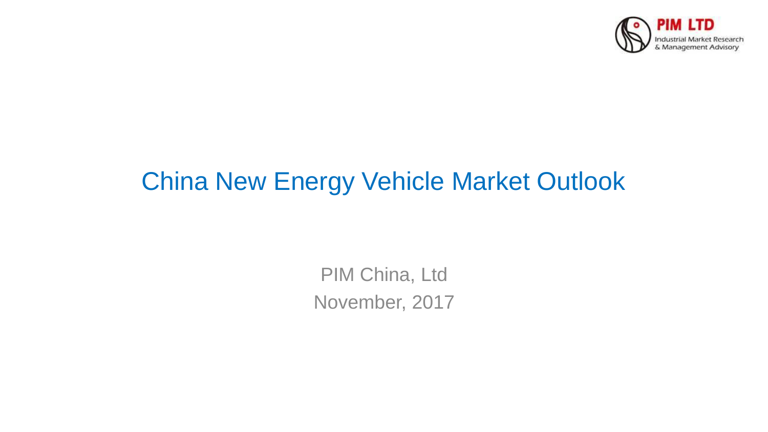# China New Energy Vehicle Market Outlook

PIM China, Ltd

November, 2017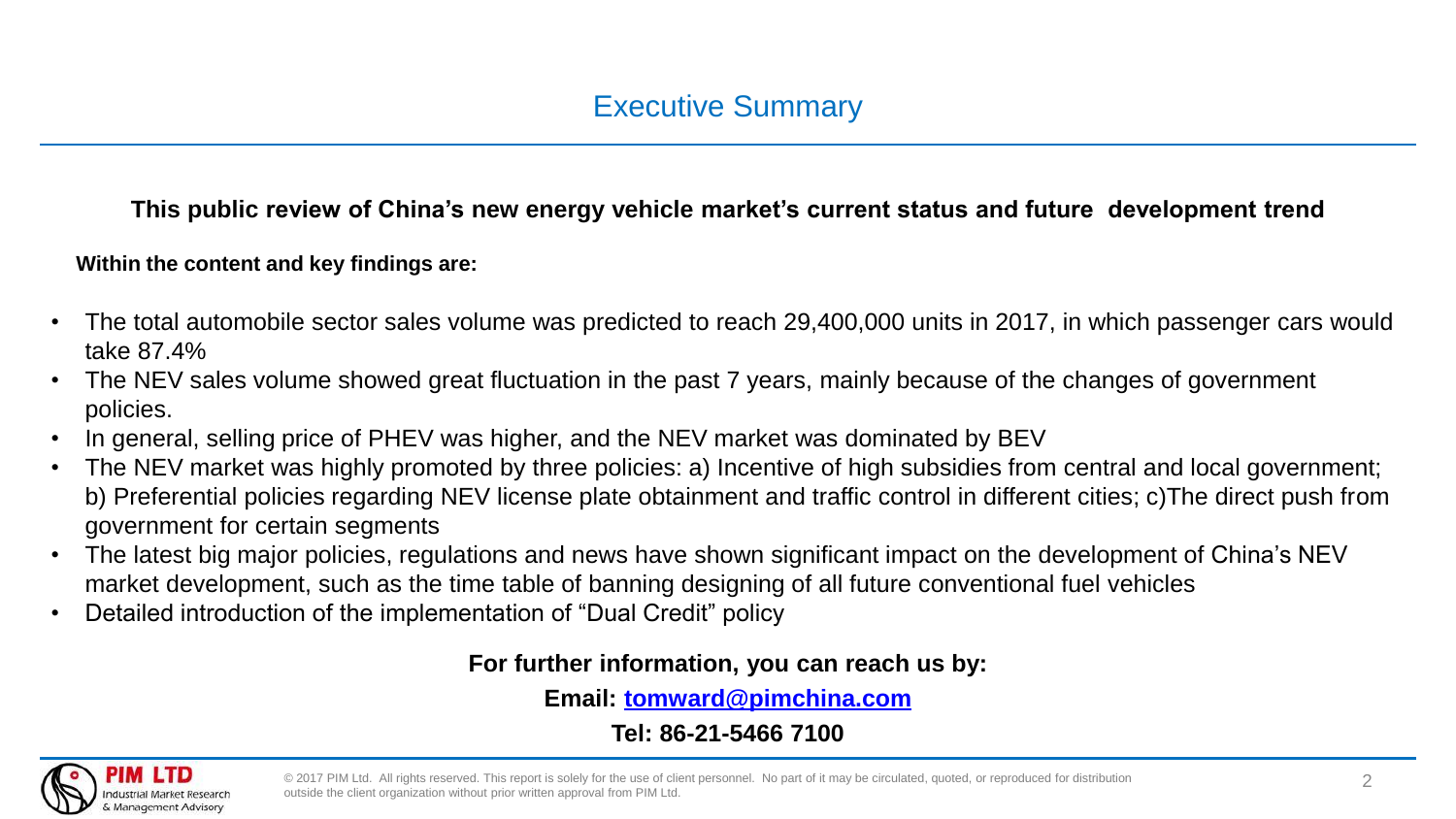# Executive Summary

**This public review of China's new energy vehicle market's current status and future development trend**

**Within the content and key findings are:**

- The total automobile sector sales volume was predicted to reach 29,400,000 units in 2017, in which passenger cars would take 87.4%
- The NEV sales volume showed great fluctuation in the past 7 years, mainly because of the changes of government policies.
- In general, selling price of PHEV was higher, and the NEV market was dominated by BEV
- The NEV market was highly promoted by three policies: a) Incentive of high subsidies from central and local government; b) Preferential policies regarding NEV license plate obtainment and traffic control in different cities; c)The direct push from government for certain segments
- The latest big major policies, regulations and news have shown significant impact on the development of China's NEV market development, such as the time table of banning designing of all future conventional fuel vehicles
- Detailed introduction of the implementation of "Dual Credit" policy

**For further information, you can reach us by:**

**Email: [tomward@pimchina.com](mailto:tomward@pimchina.com)**

**Tel: 86-21-5466 7100**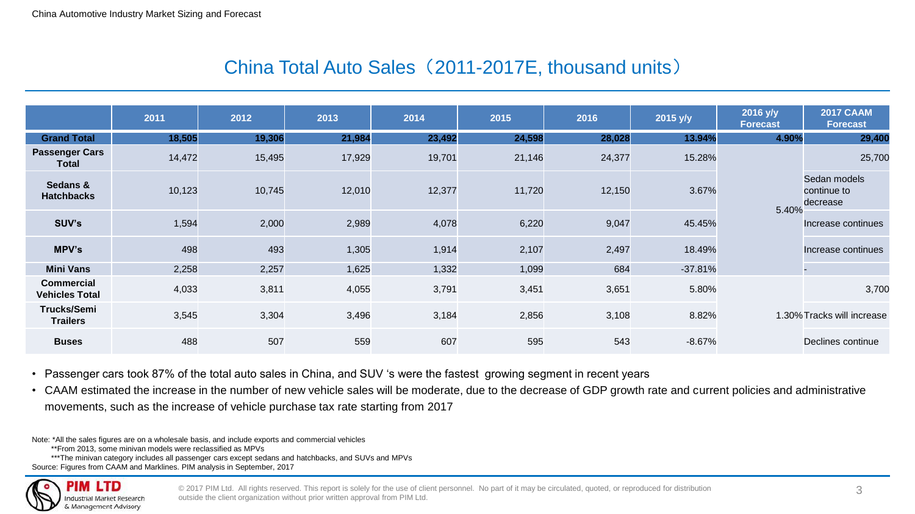# China Total Auto Sales（2011-2017E, thousand units）

| | 2011 | 2012 | 2013 | 2014 | 2015 | 2016 | 2015 y/y | 2016 y/y Forecast | 2017 CAAM Forecast |
|---|---|---|---|---|---|---|---|---|---|
| **Grand Total** | **18,505** | **19,306** | **21,984** | **23,492** | **24,598** | **28,028** | **13.94%** | **4.90%** | **29,400** |
| **Passenger Cars Total** | 14,472 | 15,495 | 17,929 | 19,701 | 21,146 | 24,377 | 15.28% | 5.40% | 25,700 |
| **Sedans & Hatchbacks** | 10,123 | 10,745 | 12,010 | 12,377 | 11,720 | 12,150 | 3.67% | | Sedan models continue to decrease |
| **SUV's** | 1,594 | 2,000 | 2,989 | 4,078 | 6,220 | 9,047 | 45.45% | | Increase continues |
| **MPV's** | 498 | 493 | 1,305 | 1,914 | 2,107 | 2,497 | 18.49% | | Increase continues |
| **Mini Vans** | 2,258 | 2,257 | 1,625 | 1,332 | 1,099 | 684 | -37.81% | | - |
| **Commercial Vehicles Total** | 4,033 | 3,811 | 4,055 | 3,791 | 3,451 | 3,651 | 5.80% | 1.30% | 3,700 |
| **Trucks/Semi Trailers** | 3,545 | 3,304 | 3,496 | 3,184 | 2,856 | 3,108 | 8.82% | | Tracks will increase |
| **Buses** | 488 | 507 | 559 | 607 | 595 | 543 | -8.67% | | Declines continue |

- Passenger cars took 87% of the total auto sales in China, and SUV 's were the fastest growing segment in recent years
- CAAM estimated the increase in the number of new vehicle sales will be moderate, due to the decrease of GDP growth rate and current policies and administrative movements, such as the increase of vehicle purchase tax rate starting from 2017

Note: *All the sales figures are on a wholesale basis, and include exports and commercial vehicles
**From 2013, some minivan models were reclassified as MPVs
***The minivan category includes all passenger cars except sedans and hatchbacks, and SUVs and MPVs
Source: Figures from CAAM and Marklines. PIM analysis in September, 2017

© 2017 PIM Ltd. All rights reserved. This report is solely for the use of client personnel. No part of it may be circulated, quoted, or reproduced for distribution outside the client organization without prior written approval from PIM Ltd.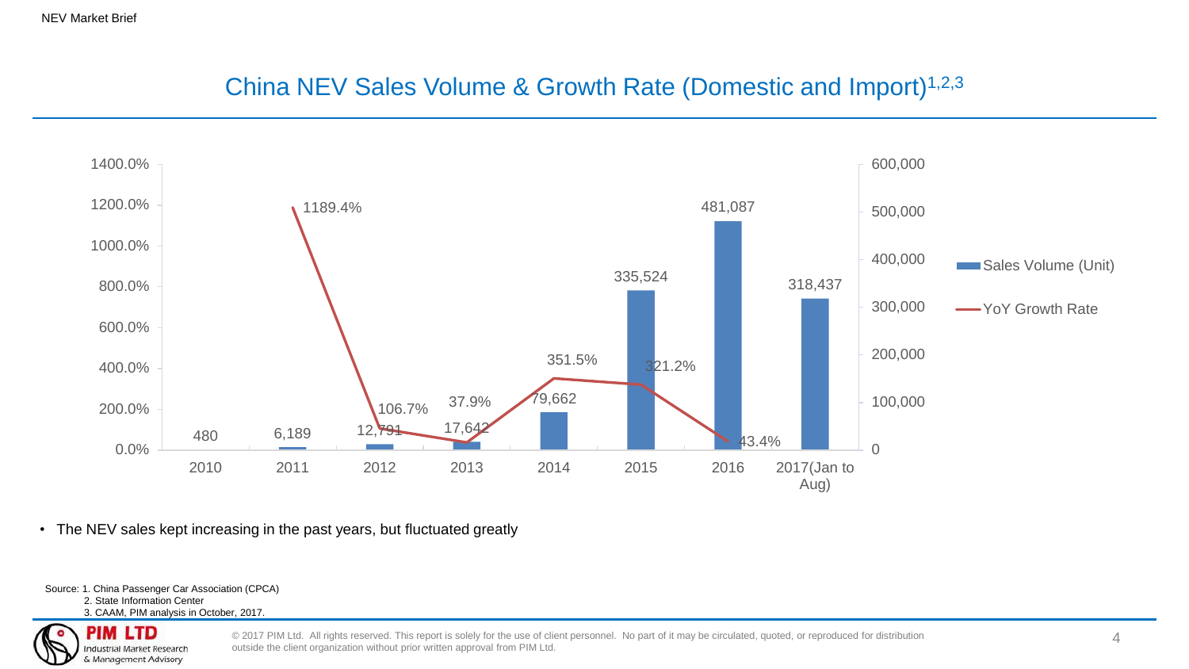# China NEV Sales Volume & Growth Rate (Domestic and Import)[1,2,3]

| Year | Sales Volume (Unit) | YoY Growth Rate |
|---|---|---|
| 2010 | 480 | |
| 2011 | 6,189 | 1189.4% |
| 2012 | 12,791 | 106.7% |
| 2013 | 17,642 | 37.9% |
| 2014 | 79,662 | 351.5% |
| 2015 | 335,524 | 321.2% |
| 2016 | 481,087 | 43.4% |
| 2017(Jan to Aug) | 318,437 | |

- The NEV sales kept increasing in the past years, but fluctuated greatly

Source: 1. China Passenger Car Association (CPCA)
2. State Information Center
3. CAAM, PIM analysis in October, 2017.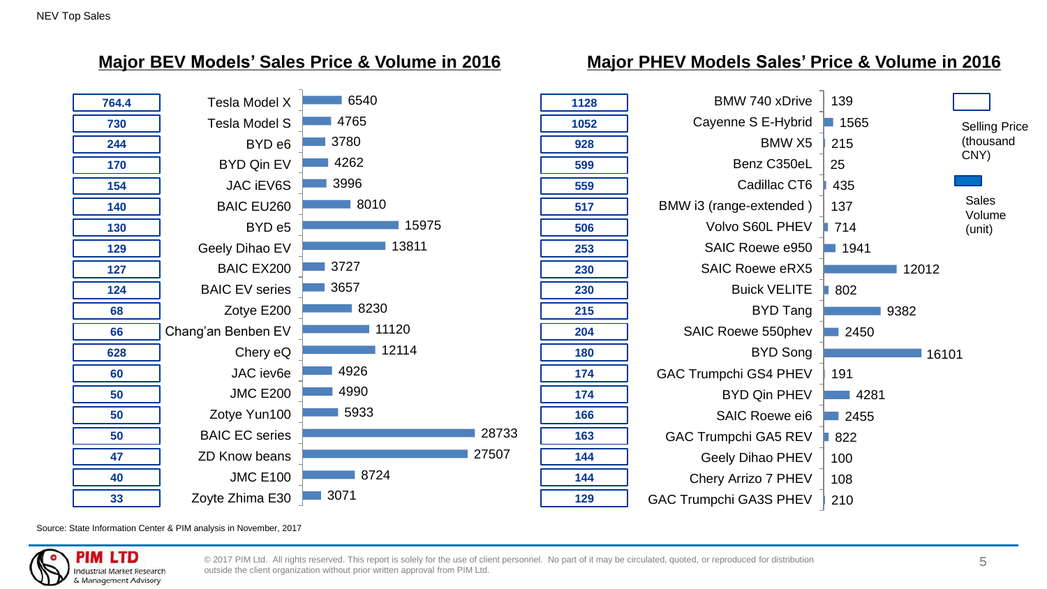NEV Top Sales

## Major BEV Models' Sales Price & Volume in 2016

| Selling Price (thousand CNY) | Model | Sales Volume (unit) |
|---|---|---|
| 764.4 | Tesla Model X | 6540 |
| 730 | Tesla Model S | 4765 |
| 244 | BYD e6 | 3780 |
| 170 | BYD Qin EV | 4262 |
| 154 | JAC iEV6S | 3996 |
| 140 | BAIC EU260 | 8010 |
| 130 | BYD e5 | 15975 |
| 129 | Geely Dihao EV | 13811 |
| 127 | BAIC EX200 | 3727 |
| 124 | BAIC EV series | 3657 |
| 68 | Zotye E200 | 8230 |
| 66 | Chang'an Benben EV | 11120 |
| 628 | Chery eQ | 12114 |
| 60 | JAC iev6e | 4926 |
| 50 | JMC E200 | 4990 |
| 50 | Zotye Yun100 | 5933 |
| 50 | BAIC EC series | 28733 |
| 47 | ZD Know beans | 27507 |
| 40 | JMC E100 | 8724 |
| 33 | Zoyte Zhima E30 | 3071 |

## Major PHEV Models Sales' Price & Volume in 2016

| Selling Price (thousand CNY) | Model | Sales Volume (unit) |
|---|---|---|
| 1128 | BMW 740 xDrive | 139 |
| 1052 | Cayenne S E-Hybrid | 1565 |
| 928 | BMW X5 | 215 |
| 599 | Benz C350eL | 25 |
| 559 | Cadillac CT6 | 435 |
| 517 | BMW i3 (range-extended ) | 137 |
| 506 | Volvo S60L PHEV | 714 |
| 253 | SAIC Roewe e950 | 1941 |
| 230 | SAIC Roewe eRX5 | 12012 |
| 230 | Buick VELITE | 802 |
| 215 | BYD Tang | 9382 |
| 204 | SAIC Roewe 550phev | 2450 |
| 180 | BYD Song | 16101 |
| 174 | GAC Trumpchi GS4 PHEV | 191 |
| 174 | BYD Qin PHEV | 4281 |
| 166 | SAIC Roewe ei6 | 2455 |
| 163 | GAC Trumpchi GA5 REV | 822 |
| 144 | Geely Dihao PHEV | 100 |
| 144 | Chery Arrizo 7 PHEV | 108 |
| 129 | GAC Trumpchi GA3S PHEV | 210 |

Source: State Information Center & PIM analysis in November, 2017

PIM LTD Industrial Market Research & Management Advisory

© 2017 PIM Ltd. All rights reserved. This report is solely for the use of client personnel. No part of it may be circulated, quoted, or reproduced for distribution outside the client organization without prior written approval from PIM Ltd.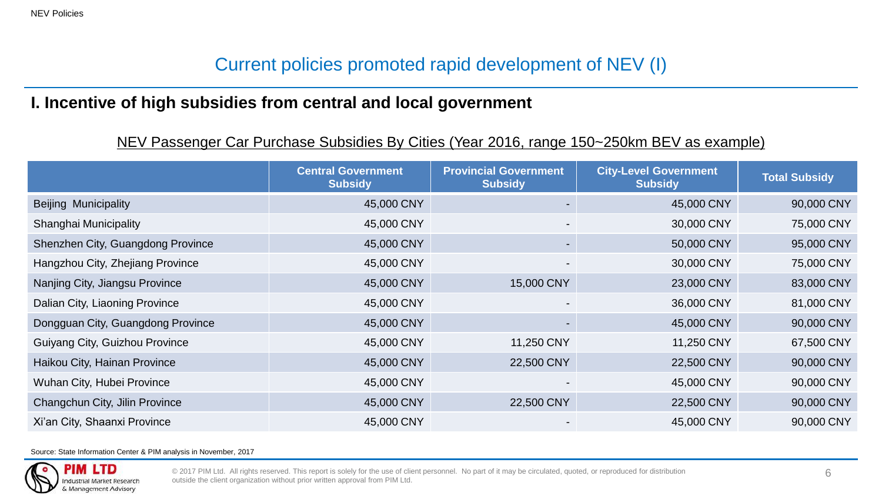# Current policies promoted rapid development of NEV (I)

## I. Incentive of high subsidies from central and local government

NEV Passenger Car Purchase Subsidies By Cities (Year 2016, range 150~250km BEV as example)

| | Central Government Subsidy | Provincial Government Subsidy | City-Level Government Subsidy | Total Subsidy |
|---|---|---|---|---|
| Beijing Municipality | 45,000 CNY | - | 45,000 CNY | 90,000 CNY |
| Shanghai Municipality | 45,000 CNY | - | 30,000 CNY | 75,000 CNY |
| Shenzhen City, Guangdong Province | 45,000 CNY | - | 50,000 CNY | 95,000 CNY |
| Hangzhou City, Zhejiang Province | 45,000 CNY | - | 30,000 CNY | 75,000 CNY |
| Nanjing City, Jiangsu Province | 45,000 CNY | 15,000 CNY | 23,000 CNY | 83,000 CNY |
| Dalian City, Liaoning Province | 45,000 CNY | - | 36,000 CNY | 81,000 CNY |
| Dongguan City, Guangdong Province | 45,000 CNY | - | 45,000 CNY | 90,000 CNY |
| Guiyang City, Guizhou Province | 45,000 CNY | 11,250 CNY | 11,250 CNY | 67,500 CNY |
| Haikou City, Hainan Province | 45,000 CNY | 22,500 CNY | 22,500 CNY | 90,000 CNY |
| Wuhan City, Hubei Province | 45,000 CNY | - | 45,000 CNY | 90,000 CNY |
| Changchun City, Jilin Province | 45,000 CNY | 22,500 CNY | 22,500 CNY | 90,000 CNY |
| Xi'an City, Shaanxi Province | 45,000 CNY | - | 45,000 CNY | 90,000 CNY |

Source: State Information Center & PIM analysis in November, 2017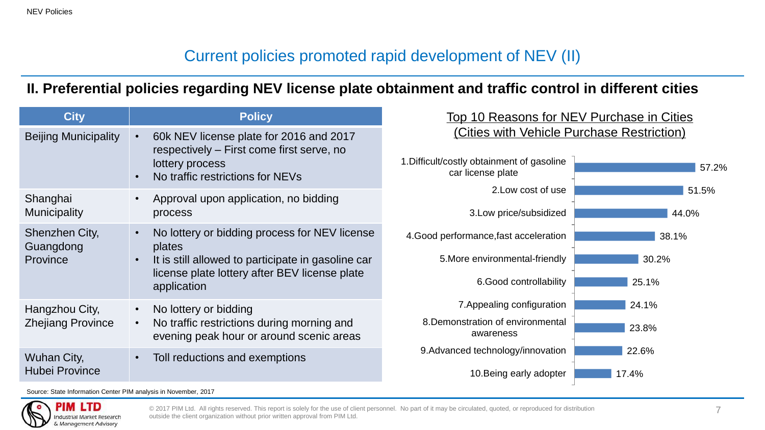# Current policies promoted rapid development of NEV (II)

## II. Preferential policies regarding NEV license plate obtainment and traffic control in different cities

| City | Policy |
|---|---|
| Beijing Municipality | • 60k NEV license plate for 2016 and 2017 respectively – First come first serve, no lottery process<br>• No traffic restrictions for NEVs |
| Shanghai Municipality | • Approval upon application, no bidding process |
| Shenzhen City, Guangdong Province | • No lottery or bidding process for NEV license plates<br>• It is still allowed to participate in gasoline car license plate lottery after BEV license plate application |
| Hangzhou City, Zhejiang Province | • No lottery or bidding<br>• No traffic restrictions during morning and evening peak hour or around scenic areas |
| Wuhan City, Hubei Province | • Toll reductions and exemptions |

### Top 10 Reasons for NEV Purchase in Cities (Cities with Vehicle Purchase Restriction)

| Reason | Share |
|---|---|
| 1.Difficult/costly obtainment of gasoline car license plate | 57.2% |
| 2.Low cost of use | 51.5% |
| 3.Low price/subsidized | 44.0% |
| 4.Good performance,fast acceleration | 38.1% |
| 5.More environmental-friendly | 30.2% |
| 6.Good controllability | 25.1% |
| 7.Appealing configuration | 24.1% |
| 8.Demonstration of environmental awareness | 23.8% |
| 9.Advanced technology/innovation | 22.6% |
| 10.Being early adopter | 17.4% |

Source: State Information Center PIM analysis in November, 2017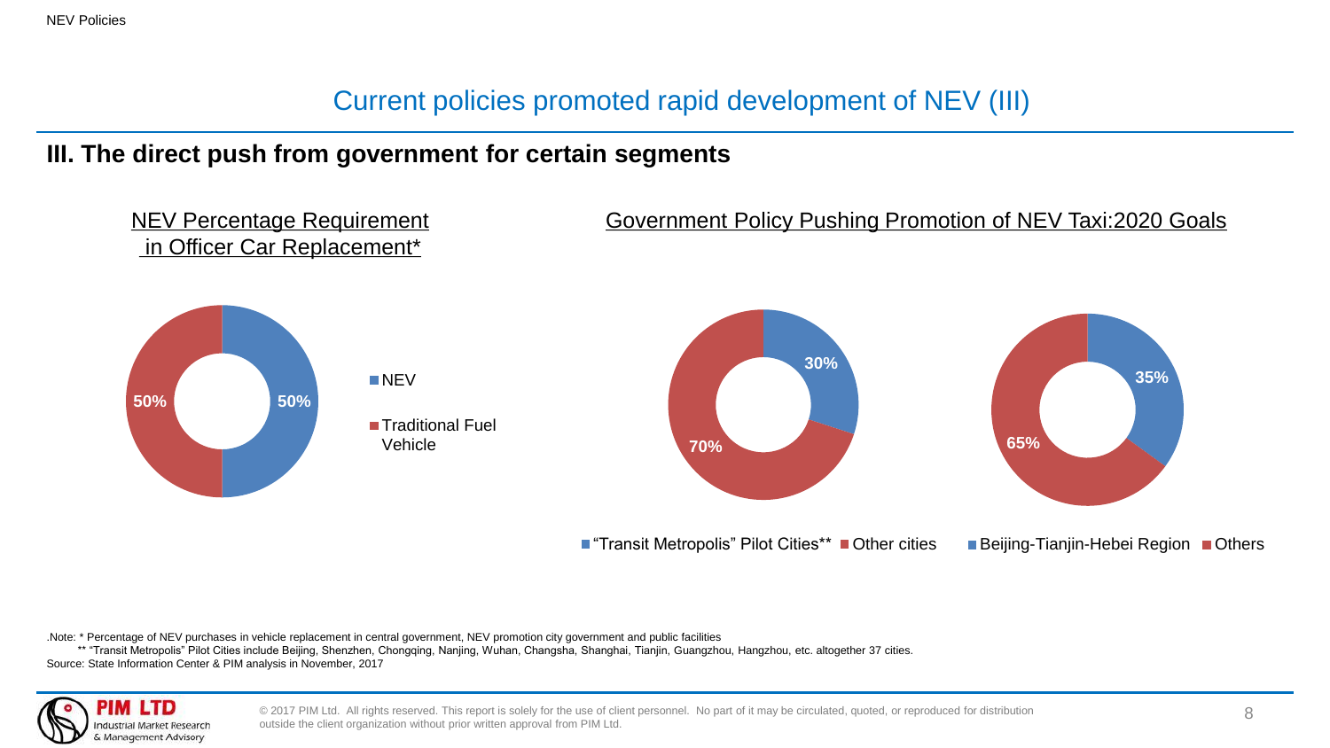# Current policies promoted rapid development of NEV (III)

## III. The direct push from government for certain segments

### NEV Percentage Requirement in Officer Car Replacement*

| Category | Share |
| --- | --- |
| NEV | 50% |
| Traditional Fuel Vehicle | 50% |

### Government Policy Pushing Promotion of NEV Taxi:2020 Goals

| Category | Share |
| --- | --- |
| "Transit Metropolis" Pilot Cities** | 30% |
| Other cities | 70% |

| Category | Share |
| --- | --- |
| Beijing-Tianjin-Hebei Region | 35% |
| Others | 65% |

.Note: * Percentage of NEV purchases in vehicle replacement in central government, NEV promotion city government and public facilities

** "Transit Metropolis" Pilot Cities include Beijing, Shenzhen, Chongqing, Nanjing, Wuhan, Changsha, Shanghai, Tianjin, Guangzhou, Hangzhou, etc. altogether 37 cities.

Source: State Information Center & PIM analysis in November, 2017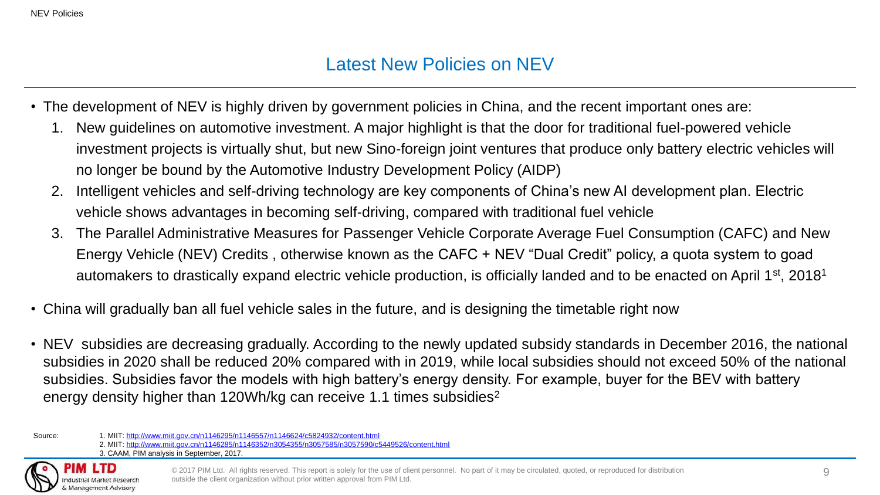# Latest New Policies on NEV

- The development of NEV is highly driven by government policies in China, and the recent important ones are:
  1. New guidelines on automotive investment. A major highlight is that the door for traditional fuel-powered vehicle investment projects is virtually shut, but new Sino-foreign joint ventures that produce only battery electric vehicles will no longer be bound by the Automotive Industry Development Policy (AIDP)
  2. Intelligent vehicles and self-driving technology are key components of China's new AI development plan. Electric vehicle shows advantages in becoming self-driving, compared with traditional fuel vehicle
  3. The Parallel Administrative Measures for Passenger Vehicle Corporate Average Fuel Consumption (CAFC) and New Energy Vehicle (NEV) Credits , otherwise known as the CAFC + NEV "Dual Credit" policy, a quota system to goad automakers to drastically expand electric vehicle production, is officially landed and to be enacted on April 1st, 2018[1]
- China will gradually ban all fuel vehicle sales in the future, and is designing the timetable right now
- NEV subsidies are decreasing gradually. According to the newly updated subsidy standards in December 2016, the national subsidies in 2020 shall be reduced 20% compared with in 2019, while local subsidies should not exceed 50% of the national subsidies. Subsidies favor the models with high battery's energy density. For example, buyer for the BEV with battery energy density higher than 120Wh/kg can receive 1.1 times subsidies[2]

Source:
1. MIIT: http://www.miit.gov.cn/n1146295/n1146557/n1146624/c5824932/content.html
2. MIIT: http://www.miit.gov.cn/n1146285/n1146352/n3054355/n3057585/n3057590/c5449526/content.html
3. CAAM, PIM analysis in September, 2017.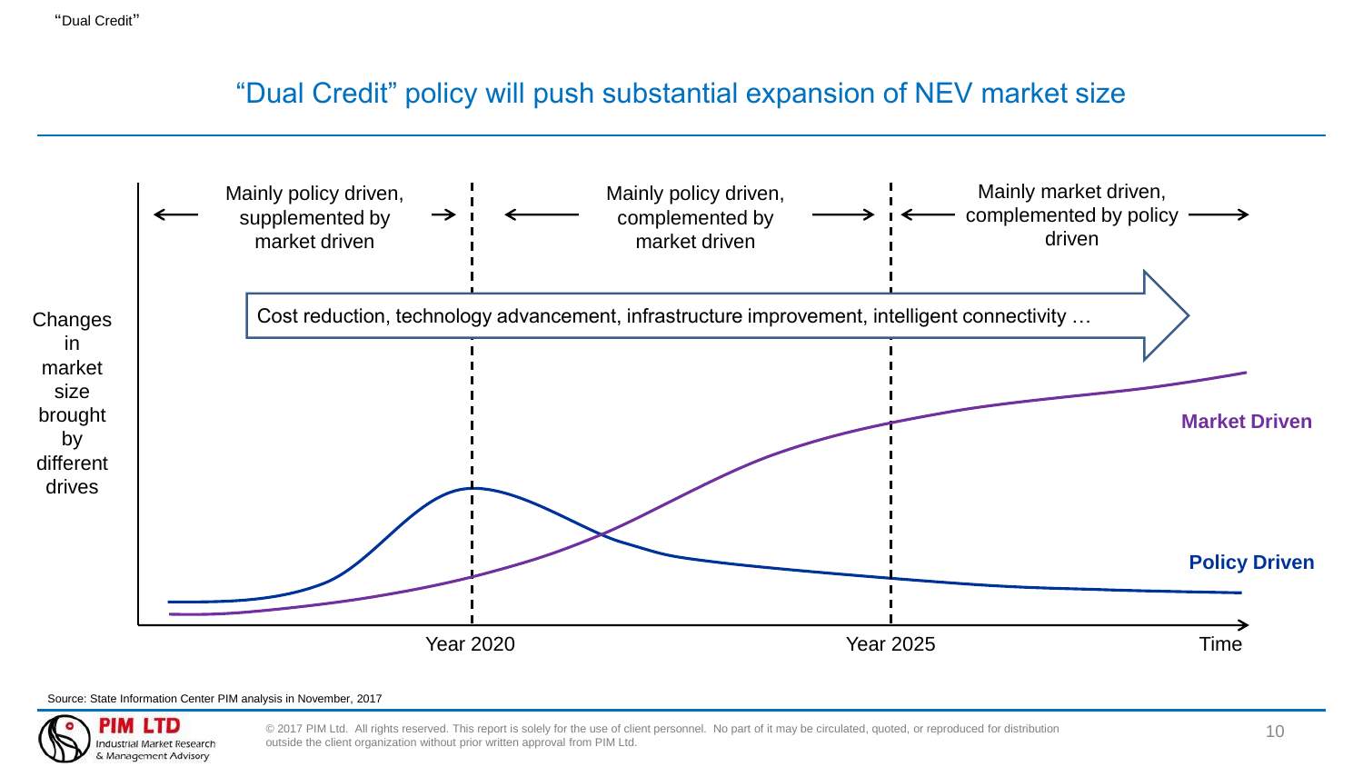# "Dual Credit" policy will push substantial expansion of NEV market size

Changes in market size brought by different drives

| ← Mainly policy driven, supplemented by market driven → | ← Mainly policy driven, complemented by market driven → | ← Mainly market driven, complemented by policy driven → |
|---|---|---|

Cost reduction, technology advancement, infrastructure improvement, intelligent connectivity …

Market Driven

Policy Driven

Year 2020 | Year 2025 | Time

Source: State Information Center PIM analysis in November, 2017

© 2017 PIM Ltd. All rights reserved. This report is solely for the use of client personnel. No part of it may be circulated, quoted, or reproduced for distribution outside the client organization without prior written approval from PIM Ltd.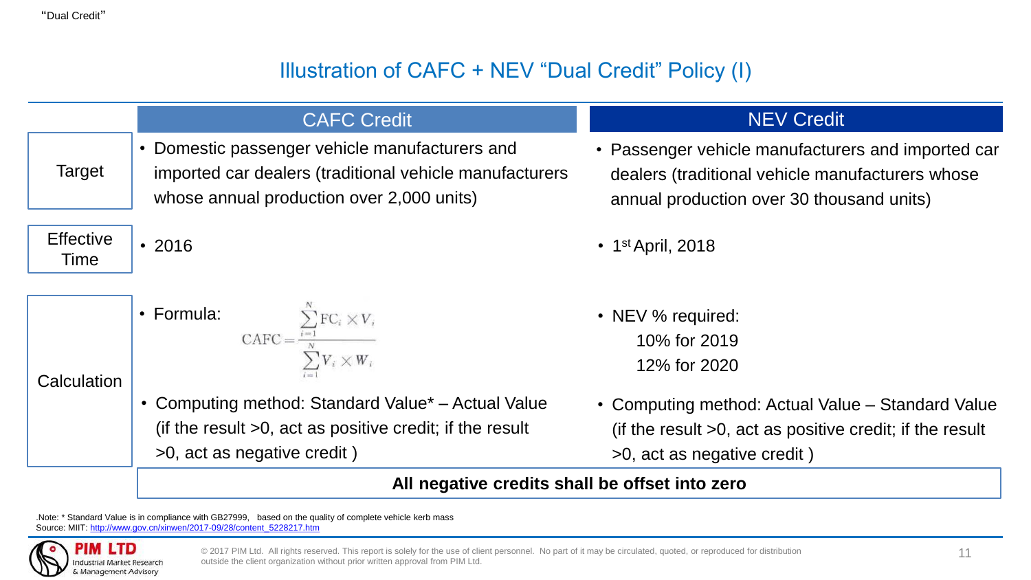# Illustration of CAFC + NEV "Dual Credit" Policy (I)

| | CAFC Credit | NEV Credit |
| --- | --- | --- |
| Target | • Domestic passenger vehicle manufacturers and imported car dealers (traditional vehicle manufacturers whose annual production over 2,000 units) | • Passenger vehicle manufacturers and imported car dealers (traditional vehicle manufacturers whose annual production over 30 thousand units) |
| Effective Time | • 2016 | • 1st April, 2018 |
| Calculation | • Formula: $\text{CAFC} = \frac{\sum_{i=1}^{N} \text{FC}_i \times V_i}{\sum_{i=1}^{N} V_i \times W_i}$<br>• Computing method: Standard Value* – Actual Value (if the result >0, act as positive credit; if the result >0, act as negative credit ) | • NEV % required:<br>10% for 2019<br>12% for 2020<br>• Computing method: Actual Value – Standard Value (if the result >0, act as positive credit; if the result >0, act as negative credit ) |
| | **All negative credits shall be offset into zero** | |

.Note: * Standard Value is in compliance with GB27999, based on the quality of complete vehicle kerb mass

Source: MIIT: http://www.gov.cn/xinwen/2017-09/28/content_5228217.htm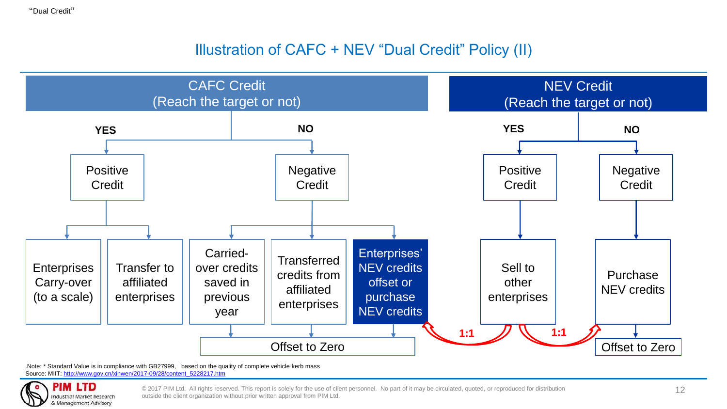# Illustration of CAFC + NEV "Dual Credit" Policy (II)

## CAFC Credit (Reach the target or not)

- **YES** → Positive Credit
  - Enterprises Carry-over (to a scale)
  - Transfer to affiliated enterprises
- **NO** → Negative Credit
  - Carried-over credits saved in previous year
  - Transferred credits from affiliated enterprises
  - Enterprises' NEV credits offset or purchase NEV credits
  - → Offset to Zero

## NEV Credit (Reach the target or not)

- **YES** → Positive Credit
  - Sell to other enterprises
- **NO** → Negative Credit
  - Purchase NEV credits
  - → Offset to Zero

Sell to other enterprises → Enterprises' NEV credits offset or purchase NEV credits: **1:1**

Sell to other enterprises → Purchase NEV credits: **1:1**

.Note: * Standard Value is in compliance with GB27999, based on the quality of complete vehicle kerb mass

Source: MIIT: http://www.gov.cn/xinwen/2017-09/28/content_5228217.htm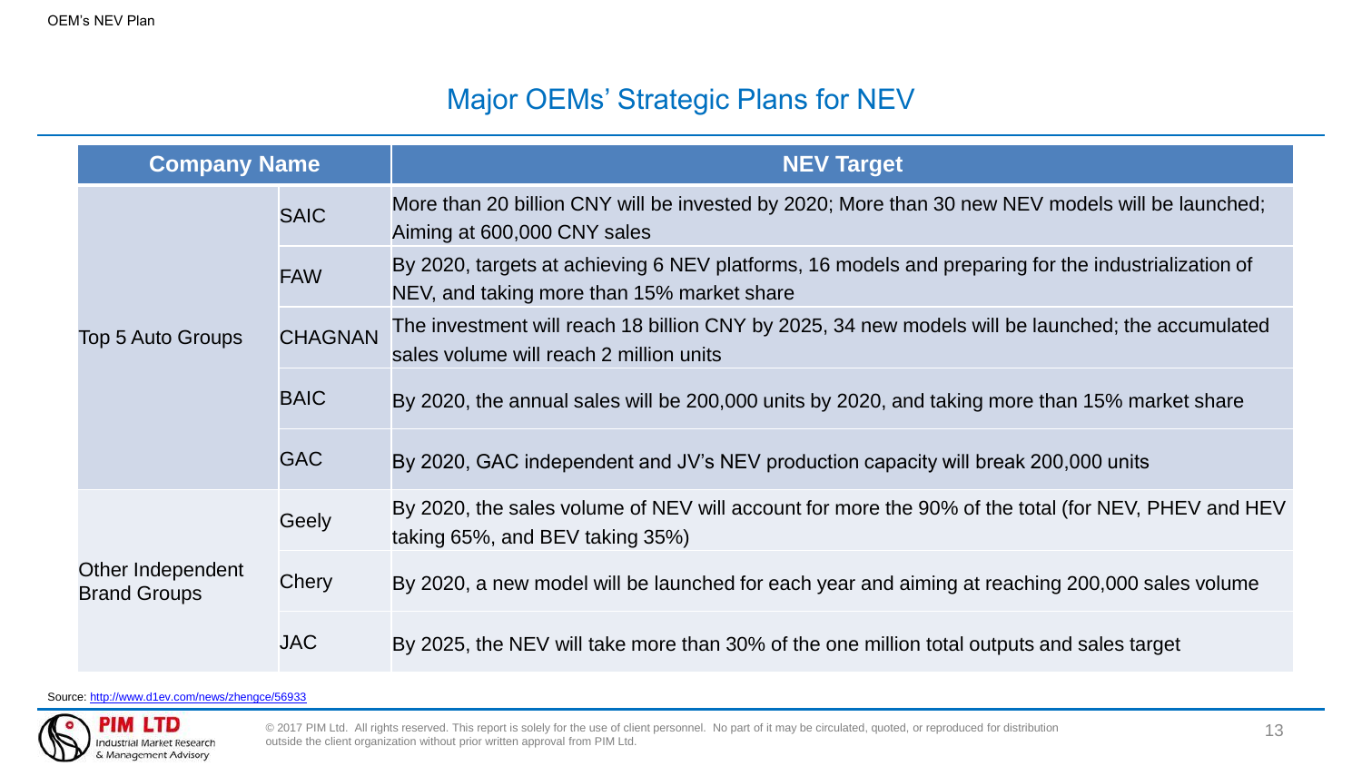## Major OEMs' Strategic Plans for NEV

| Company Name | | NEV Target |
|---|---|---|
| Top 5 Auto Groups | SAIC | More than 20 billion CNY will be invested by 2020; More than 30 new NEV models will be launched; Aiming at 600,000 CNY sales |
| | FAW | By 2020, targets at achieving 6 NEV platforms, 16 models and preparing for the industrialization of NEV, and taking more than 15% market share |
| | CHAGNAN | The investment will reach 18 billion CNY by 2025, 34 new models will be launched; the accumulated sales volume will reach 2 million units |
| | BAIC | By 2020, the annual sales will be 200,000 units by 2020, and taking more than 15% market share |
| | GAC | By 2020, GAC independent and JV's NEV production capacity will break 200,000 units |
| Other Independent Brand Groups | Geely | By 2020, the sales volume of NEV will account for more the 90% of the total (for NEV, PHEV and HEV taking 65%, and BEV taking 35%) |
| | Chery | By 2020, a new model will be launched for each year and aiming at reaching 200,000 sales volume |
| | JAC | By 2025, the NEV will take more than 30% of the one million total outputs and sales target |

Source: http://www.d1ev.com/news/zhengce/56933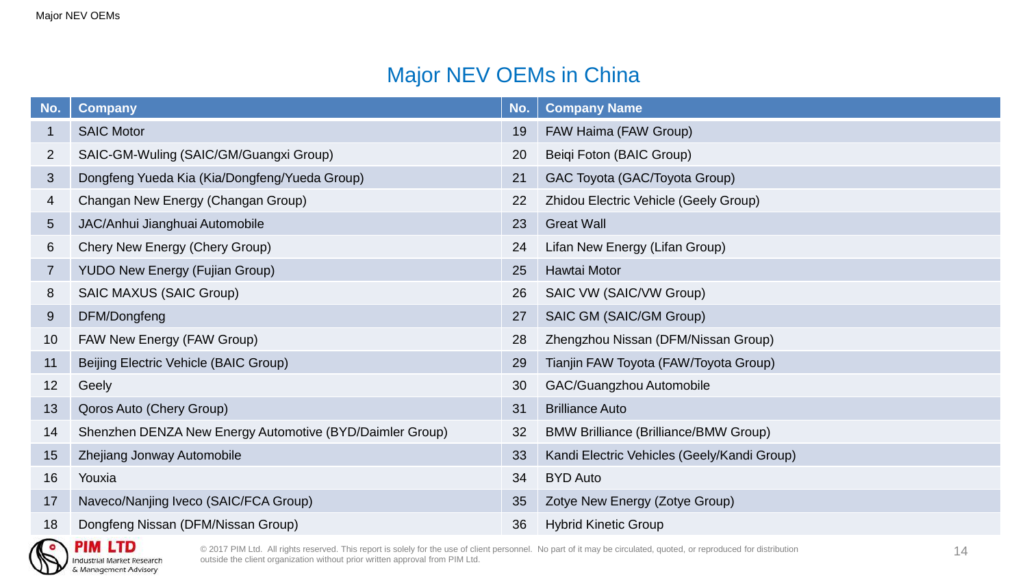# Major NEV OEMs in China

| No. | Company | No. | Company Name |
|---|---|---|---|
| 1 | SAIC Motor | 19 | FAW Haima (FAW Group) |
| 2 | SAIC-GM-Wuling (SAIC/GM/Guangxi Group) | 20 | Beiqi Foton (BAIC Group) |
| 3 | Dongfeng Yueda Kia (Kia/Dongfeng/Yueda Group) | 21 | GAC Toyota (GAC/Toyota Group) |
| 4 | Changan New Energy (Changan Group) | 22 | Zhidou Electric Vehicle (Geely Group) |
| 5 | JAC/Anhui Jianghuai Automobile | 23 | Great Wall |
| 6 | Chery New Energy (Chery Group) | 24 | Lifan New Energy (Lifan Group) |
| 7 | YUDO New Energy (Fujian Group) | 25 | Hawtai Motor |
| 8 | SAIC MAXUS (SAIC Group) | 26 | SAIC VW (SAIC/VW Group) |
| 9 | DFM/Dongfeng | 27 | SAIC GM (SAIC/GM Group) |
| 10 | FAW New Energy (FAW Group) | 28 | Zhengzhou Nissan (DFM/Nissan Group) |
| 11 | Beijing Electric Vehicle (BAIC Group) | 29 | Tianjin FAW Toyota (FAW/Toyota Group) |
| 12 | Geely | 30 | GAC/Guangzhou Automobile |
| 13 | Qoros Auto (Chery Group) | 31 | Brilliance Auto |
| 14 | Shenzhen DENZA New Energy Automotive (BYD/Daimler Group) | 32 | BMW Brilliance (Brilliance/BMW Group) |
| 15 | Zhejiang Jonway Automobile | 33 | Kandi Electric Vehicles (Geely/Kandi Group) |
| 16 | Youxia | 34 | BYD Auto |
| 17 | Naveco/Nanjing Iveco (SAIC/FCA Group) | 35 | Zotye New Energy (Zotye Group) |
| 18 | Dongfeng Nissan (DFM/Nissan Group) | 36 | Hybrid Kinetic Group |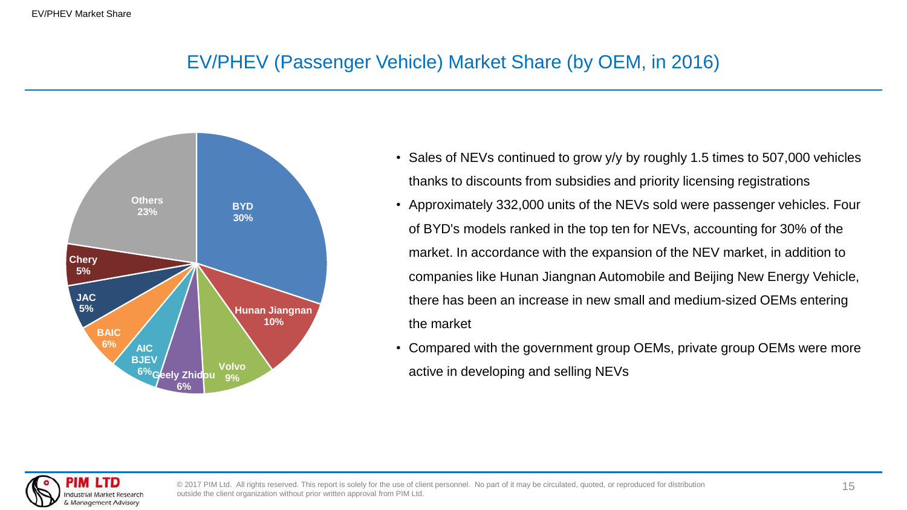# EV/PHEV (Passenger Vehicle) Market Share (by OEM, in 2016)

| OEM | Share |
| --- | --- |
| BYD | 30% |
| Hunan Jiangnan | 10% |
| Volvo | 9% |
| Geely Zhidou | 6% |
| AIC BJEV | 6% |
| BAIC | 6% |
| JAC | 5% |
| Chery | 5% |
| Others | 23% |

- Sales of NEVs continued to grow y/y by roughly 1.5 times to 507,000 vehicles thanks to discounts from subsidies and priority licensing registrations
- Approximately 332,000 units of the NEVs sold were passenger vehicles. Four of BYD's models ranked in the top ten for NEVs, accounting for 30% of the market. In accordance with the expansion of the NEV market, in addition to companies like Hunan Jiangnan Automobile and Beijing New Energy Vehicle, there has been an increase in new small and medium-sized OEMs entering the market
- Compared with the government group OEMs, private group OEMs were more active in developing and selling NEVs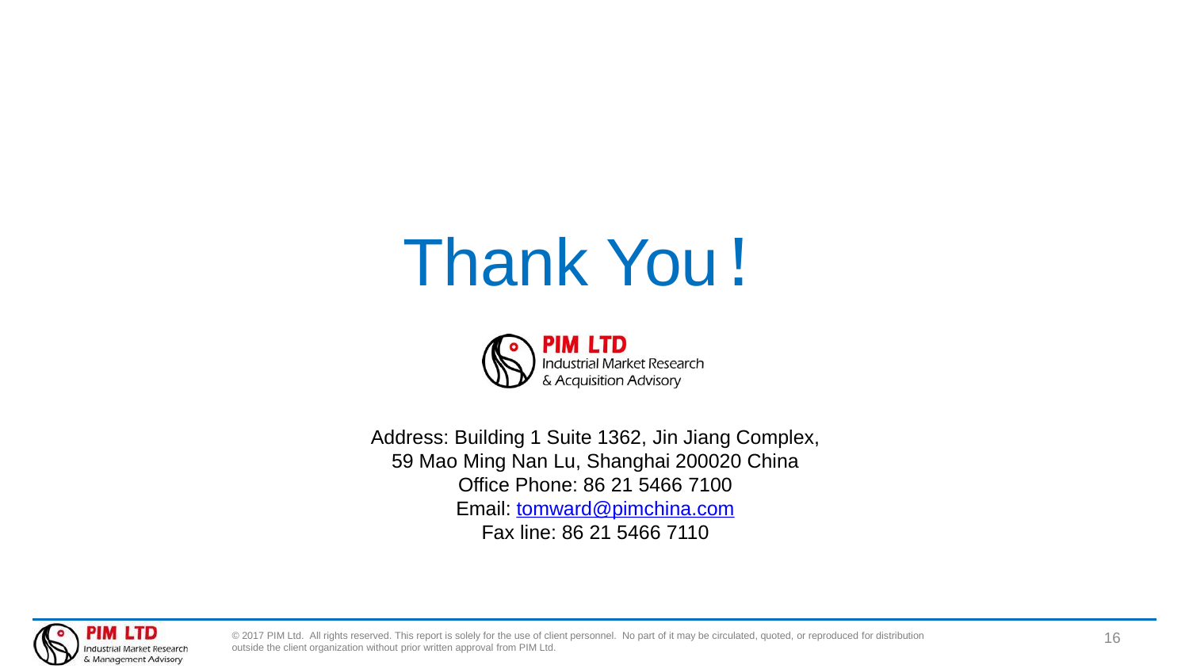# Thank You！

**PIM LTD**
Industrial Market Research
& Acquisition Advisory

Address: Building 1 Suite 1362, Jin Jiang Complex,
59 Mao Ming Nan Lu, Shanghai 200020 China
Office Phone: 86 21 5466 7100
Email: tomward@pimchina.com
Fax line: 86 21 5466 7110

© 2017 PIM Ltd. All rights reserved. This report is solely for the use of client personnel. No part of it may be circulated, quoted, or reproduced for distribution outside the client organization without prior written approval from PIM Ltd.